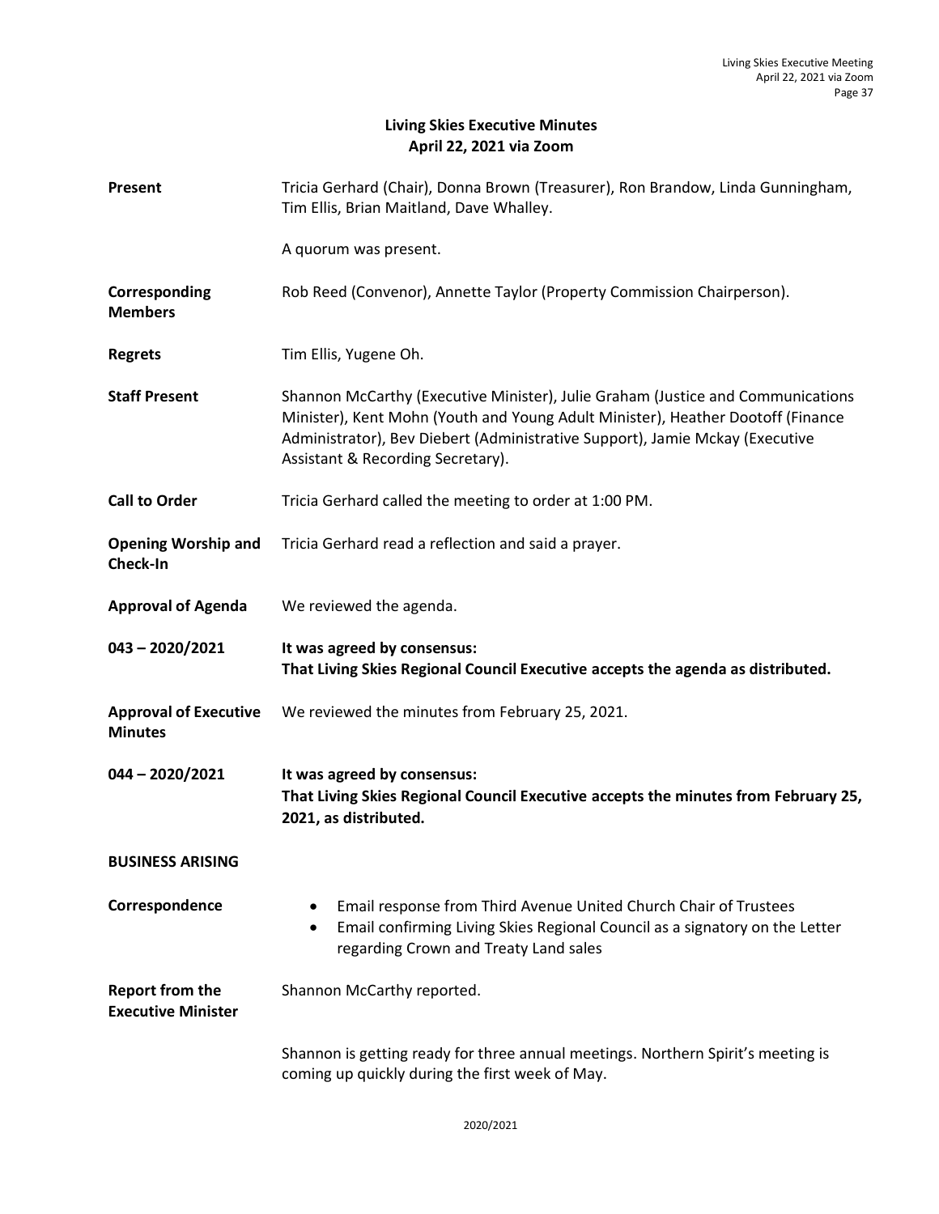# Living Skies Executive Minutes
## April 22, 2021 via Zoom

**Present**

Tricia Gerhard (Chair), Donna Brown (Treasurer), Ron Brandow, Linda Gunningham, Tim Ellis, Brian Maitland, Dave Whalley.

A quorum was present.

**Corresponding Members**

Rob Reed (Convenor), Annette Taylor (Property Commission Chairperson).

**Regrets**

Tim Ellis, Yugene Oh.

**Staff Present**

Shannon McCarthy (Executive Minister), Julie Graham (Justice and Communications Minister), Kent Mohn (Youth and Young Adult Minister), Heather Dootoff (Finance Administrator), Bev Diebert (Administrative Support), Jamie Mckay (Executive Assistant & Recording Secretary).

**Call to Order**

Tricia Gerhard called the meeting to order at 1:00 PM.

**Opening Worship and Check-In**

Tricia Gerhard read a reflection and said a prayer.

**Approval of Agenda**

We reviewed the agenda.

**043 – 2020/2021**

**It was agreed by consensus:**
**That Living Skies Regional Council Executive accepts the agenda as distributed.**

**Approval of Executive Minutes**

We reviewed the minutes from February 25, 2021.

**044 – 2020/2021**

**It was agreed by consensus:**
**That Living Skies Regional Council Executive accepts the minutes from February 25, 2021, as distributed.**

**BUSINESS ARISING**

**Correspondence**

- Email response from Third Avenue United Church Chair of Trustees
- Email confirming Living Skies Regional Council as a signatory on the Letter regarding Crown and Treaty Land sales

**Report from the Executive Minister**

Shannon McCarthy reported.

Shannon is getting ready for three annual meetings. Northern Spirit's meeting is coming up quickly during the first week of May.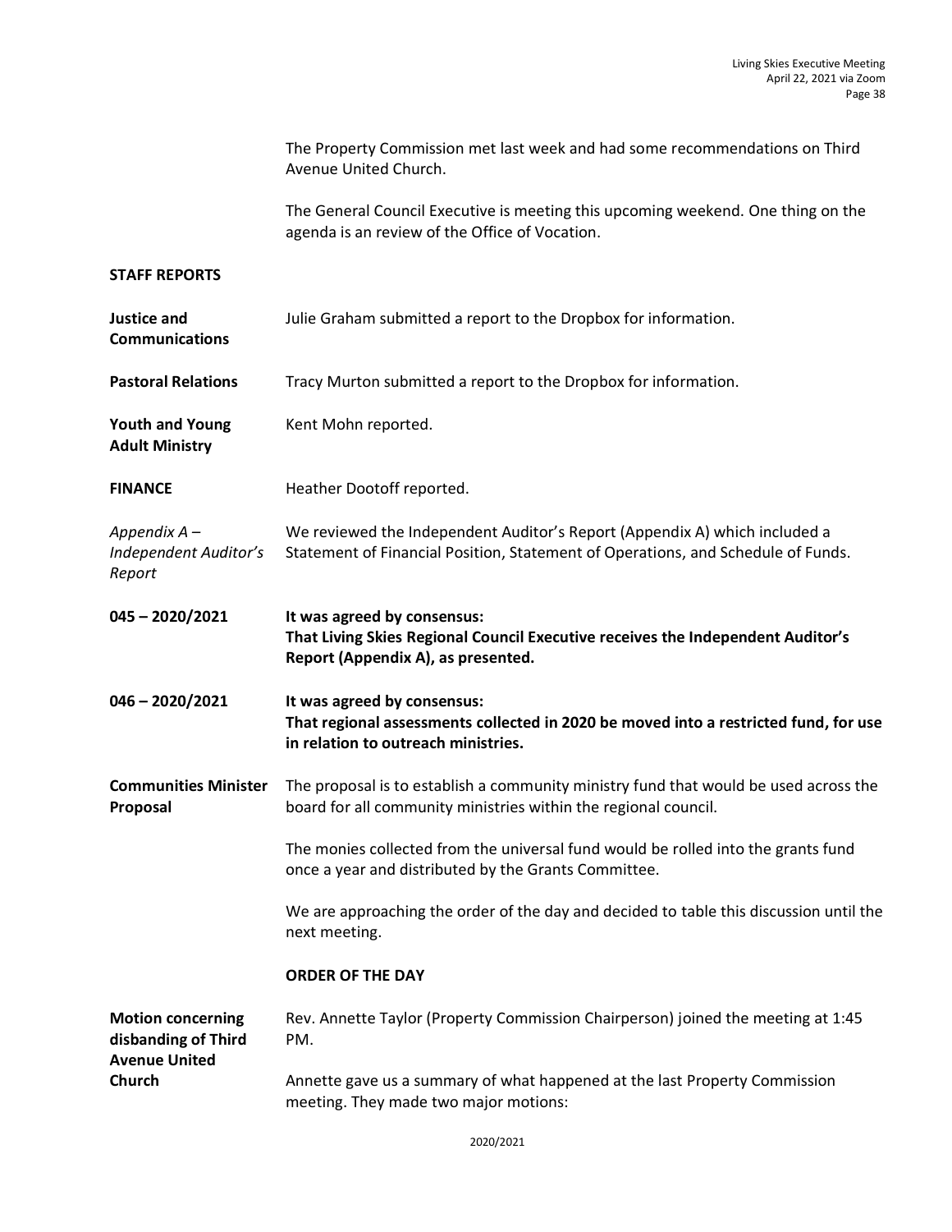The Property Commission met last week and had some recommendations on Third Avenue United Church.

The General Council Executive is meeting this upcoming weekend. One thing on the agenda is an review of the Office of Vocation.

**STAFF REPORTS**

**Justice and Communications** — Julie Graham submitted a report to the Dropbox for information.

**Pastoral Relations** — Tracy Murton submitted a report to the Dropbox for information.

**Youth and Young Adult Ministry** — Kent Mohn reported.

**FINANCE** — Heather Dootoff reported.

*Appendix A – Independent Auditor's Report* — We reviewed the Independent Auditor's Report (Appendix A) which included a Statement of Financial Position, Statement of Operations, and Schedule of Funds.

**045 – 2020/2021** — **It was agreed by consensus:**
**That Living Skies Regional Council Executive receives the Independent Auditor's Report (Appendix A), as presented.**

**046 – 2020/2021** — **It was agreed by consensus:**
**That regional assessments collected in 2020 be moved into a restricted fund, for use in relation to outreach ministries.**

**Communities Minister Proposal** — The proposal is to establish a community ministry fund that would be used across the board for all community ministries within the regional council.

The monies collected from the universal fund would be rolled into the grants fund once a year and distributed by the Grants Committee.

We are approaching the order of the day and decided to table this discussion until the next meeting.

**ORDER OF THE DAY**

**Motion concerning disbanding of Third Avenue United Church** — Rev. Annette Taylor (Property Commission Chairperson) joined the meeting at 1:45 PM.

Annette gave us a summary of what happened at the last Property Commission meeting. They made two major motions: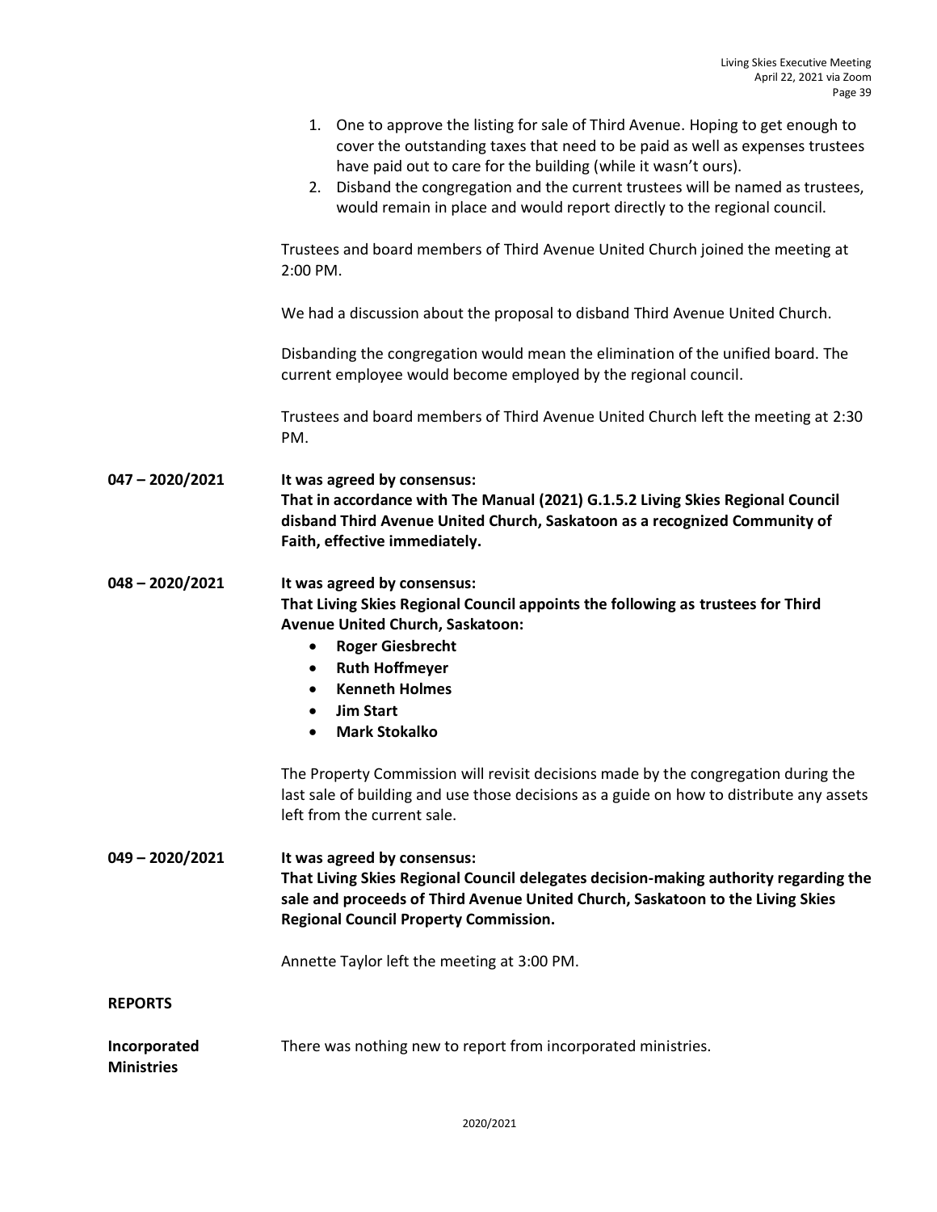1. One to approve the listing for sale of Third Avenue. Hoping to get enough to cover the outstanding taxes that need to be paid as well as expenses trustees have paid out to care for the building (while it wasn't ours).
2. Disband the congregation and the current trustees will be named as trustees, would remain in place and would report directly to the regional council.

Trustees and board members of Third Avenue United Church joined the meeting at 2:00 PM.

We had a discussion about the proposal to disband Third Avenue United Church.

Disbanding the congregation would mean the elimination of the unified board. The current employee would become employed by the regional council.

Trustees and board members of Third Avenue United Church left the meeting at 2:30 PM.

**047 – 2020/2021** **It was agreed by consensus:**
**That in accordance with The Manual (2021) G.1.5.2 Living Skies Regional Council disband Third Avenue United Church, Saskatoon as a recognized Community of Faith, effective immediately.**

**048 – 2020/2021** **It was agreed by consensus:**
**That Living Skies Regional Council appoints the following as trustees for Third Avenue United Church, Saskatoon:**

- **Roger Giesbrecht**
- **Ruth Hoffmeyer**
- **Kenneth Holmes**
- **Jim Start**
- **Mark Stokalko**

The Property Commission will revisit decisions made by the congregation during the last sale of building and use those decisions as a guide on how to distribute any assets left from the current sale.

**049 – 2020/2021** **It was agreed by consensus:**
**That Living Skies Regional Council delegates decision-making authority regarding the sale and proceeds of Third Avenue United Church, Saskatoon to the Living Skies Regional Council Property Commission.**

Annette Taylor left the meeting at 3:00 PM.

**REPORTS**

**Incorporated Ministries** There was nothing new to report from incorporated ministries.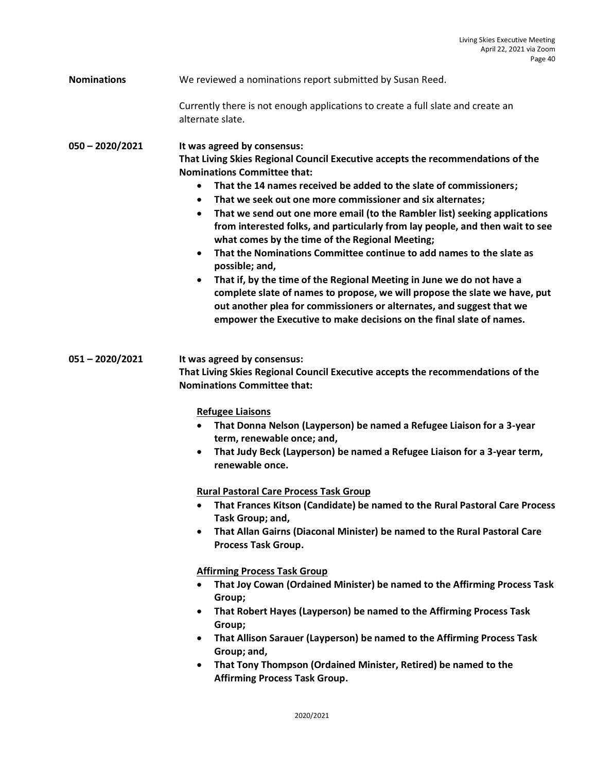**Nominations** We reviewed a nominations report submitted by Susan Reed.

Currently there is not enough applications to create a full slate and create an alternate slate.

**050 – 2020/2021** **It was agreed by consensus:**
**That Living Skies Regional Council Executive accepts the recommendations of the Nominations Committee that:**

- **That the 14 names received be added to the slate of commissioners;**
- **That we seek out one more commissioner and six alternates;**
- **That we send out one more email (to the Rambler list) seeking applications from interested folks, and particularly from lay people, and then wait to see what comes by the time of the Regional Meeting;**
- **That the Nominations Committee continue to add names to the slate as possible; and,**
- **That if, by the time of the Regional Meeting in June we do not have a complete slate of names to propose, we will propose the slate we have, put out another plea for commissioners or alternates, and suggest that we empower the Executive to make decisions on the final slate of names.**

**051 – 2020/2021** **It was agreed by consensus:**
**That Living Skies Regional Council Executive accepts the recommendations of the Nominations Committee that:**

**Refugee Liaisons**

- **That Donna Nelson (Layperson) be named a Refugee Liaison for a 3-year term, renewable once; and,**
- **That Judy Beck (Layperson) be named a Refugee Liaison for a 3-year term, renewable once.**

**Rural Pastoral Care Process Task Group**

- **That Frances Kitson (Candidate) be named to the Rural Pastoral Care Process Task Group; and,**
- **That Allan Gairns (Diaconal Minister) be named to the Rural Pastoral Care Process Task Group.**

**Affirming Process Task Group**

- **That Joy Cowan (Ordained Minister) be named to the Affirming Process Task Group;**
- **That Robert Hayes (Layperson) be named to the Affirming Process Task Group;**
- **That Allison Sarauer (Layperson) be named to the Affirming Process Task Group; and,**
- **That Tony Thompson (Ordained Minister, Retired) be named to the Affirming Process Task Group.**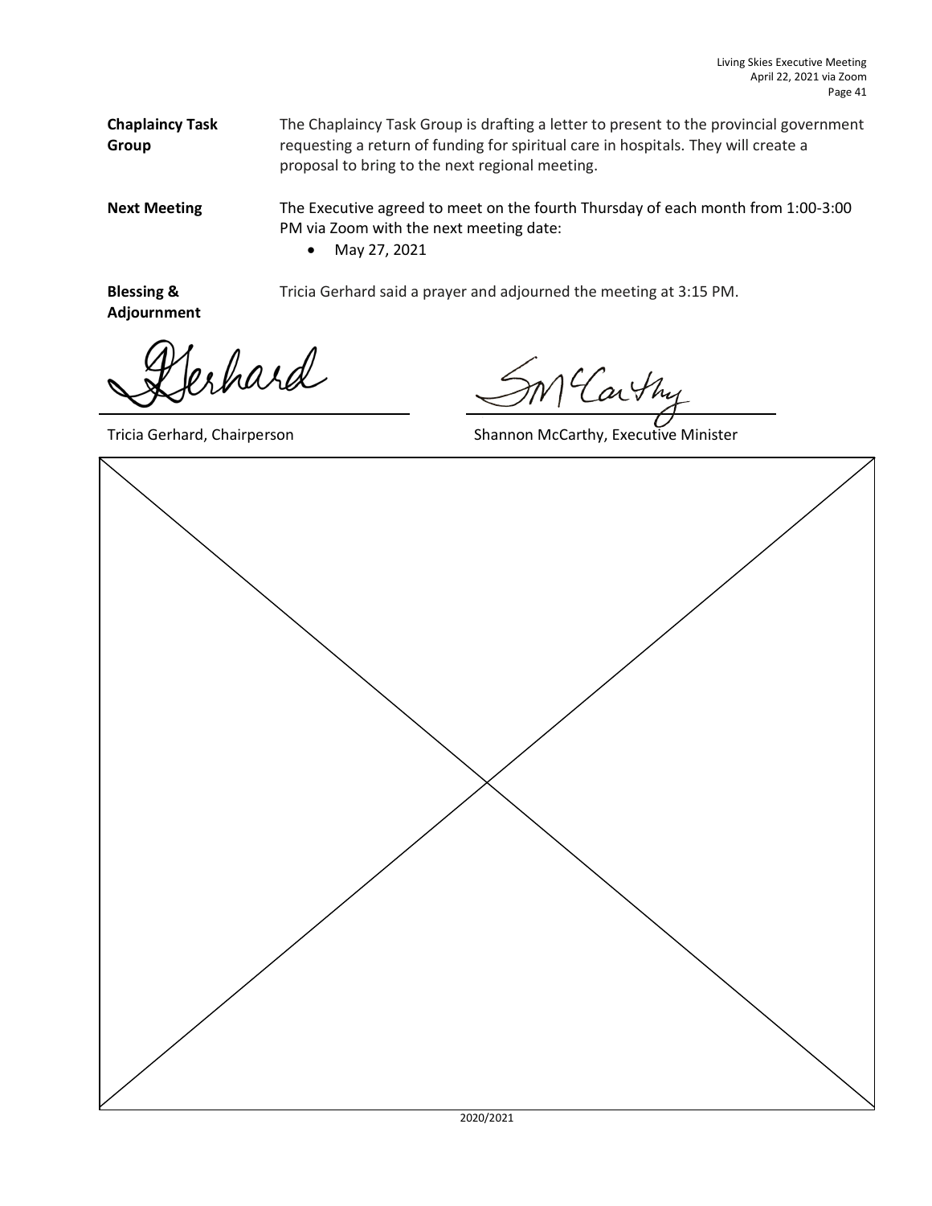**Chaplaincy Task Group**

The Chaplaincy Task Group is drafting a letter to present to the provincial government requesting a return of funding for spiritual care in hospitals. They will create a proposal to bring to the next regional meeting.

**Next Meeting**

The Executive agreed to meet on the fourth Thursday of each month from 1:00-3:00 PM via Zoom with the next meeting date:

- May 27, 2021

**Blessing & Adjournment**

Tricia Gerhard said a prayer and adjourned the meeting at 3:15 PM.

Tricia Gerhard, Chairperson

Shannon McCarthy, Executive Minister

2020/2021